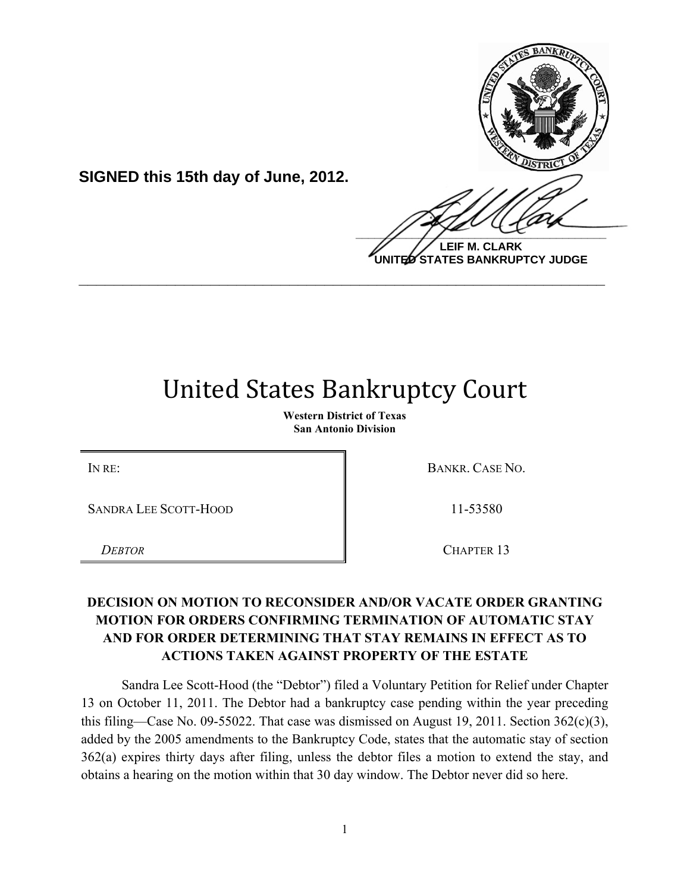**SIGNED this 15th day of June, 2012.**

**LEIF M. CLARK**
**UNITED STATES BANKRUPTCY JUDGE**

---

# United States Bankruptcy Court

**Western District of Texas**
**San Antonio Division**

| | |
|---|---|
| IN RE: | BANKR. CASE NO. |
| SANDRA LEE SCOTT-HOOD | 11-53580 |
| *DEBTOR* | CHAPTER 13 |

## DECISION ON MOTION TO RECONSIDER AND/OR VACATE ORDER GRANTING MOTION FOR ORDERS CONFIRMING TERMINATION OF AUTOMATIC STAY AND FOR ORDER DETERMINING THAT STAY REMAINS IN EFFECT AS TO ACTIONS TAKEN AGAINST PROPERTY OF THE ESTATE

Sandra Lee Scott-Hood (the "Debtor") filed a Voluntary Petition for Relief under Chapter 13 on October 11, 2011. The Debtor had a bankruptcy case pending within the year preceding this filing—Case No. 09-55022. That case was dismissed on August 19, 2011. Section 362(c)(3), added by the 2005 amendments to the Bankruptcy Code, states that the automatic stay of section 362(a) expires thirty days after filing, unless the debtor files a motion to extend the stay, and obtains a hearing on the motion within that 30 day window. The Debtor never did so here.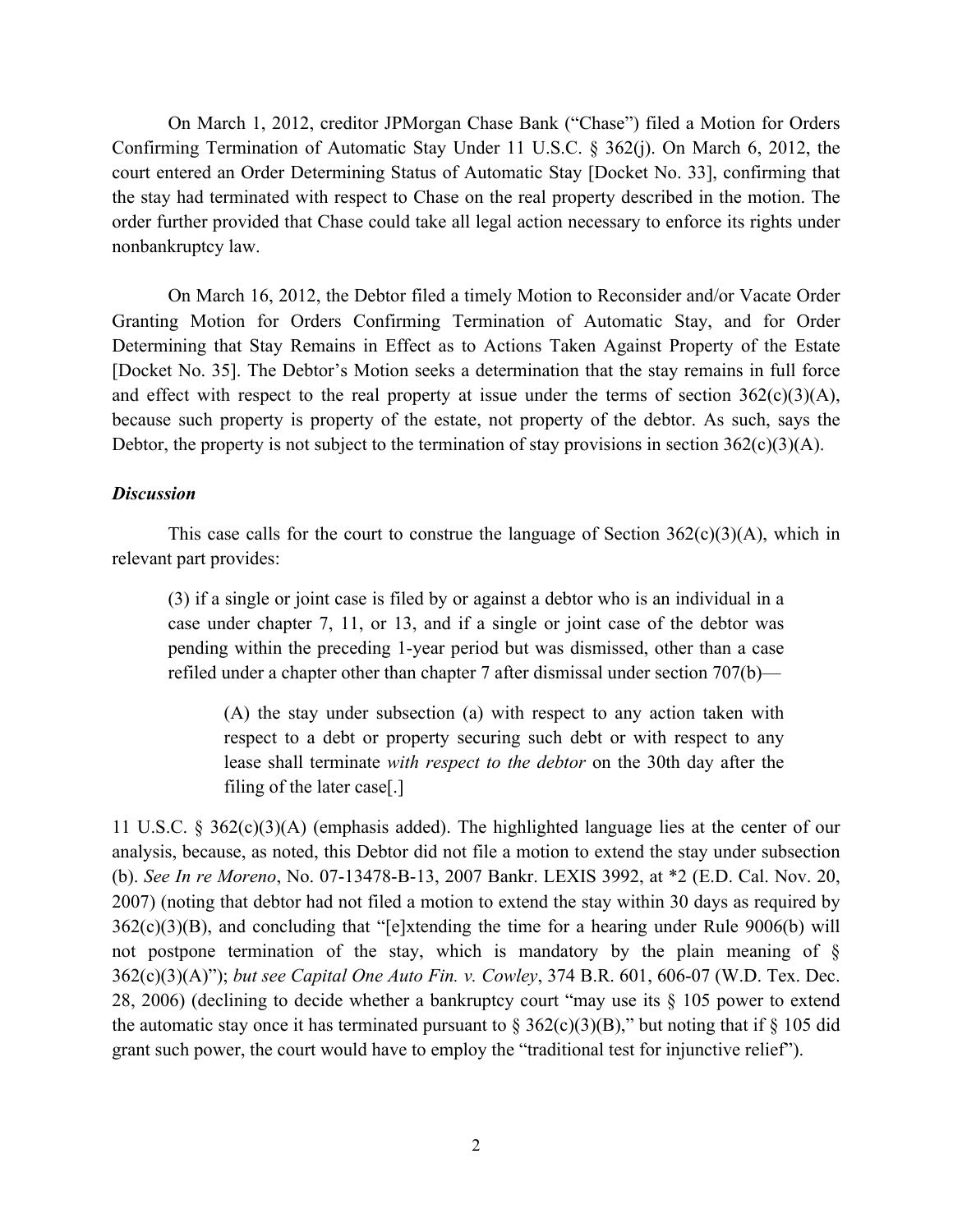On March 1, 2012, creditor JPMorgan Chase Bank ("Chase") filed a Motion for Orders Confirming Termination of Automatic Stay Under 11 U.S.C. § 362(j). On March 6, 2012, the court entered an Order Determining Status of Automatic Stay [Docket No. 33], confirming that the stay had terminated with respect to Chase on the real property described in the motion. The order further provided that Chase could take all legal action necessary to enforce its rights under nonbankruptcy law.

On March 16, 2012, the Debtor filed a timely Motion to Reconsider and/or Vacate Order Granting Motion for Orders Confirming Termination of Automatic Stay, and for Order Determining that Stay Remains in Effect as to Actions Taken Against Property of the Estate [Docket No. 35]. The Debtor's Motion seeks a determination that the stay remains in full force and effect with respect to the real property at issue under the terms of section 362(c)(3)(A), because such property is property of the estate, not property of the debtor. As such, says the Debtor, the property is not subject to the termination of stay provisions in section 362(c)(3)(A).

***Discussion***

This case calls for the court to construe the language of Section 362(c)(3)(A), which in relevant part provides:

> (3) if a single or joint case is filed by or against a debtor who is an individual in a case under chapter 7, 11, or 13, and if a single or joint case of the debtor was pending within the preceding 1-year period but was dismissed, other than a case refiled under a chapter other than chapter 7 after dismissal under section 707(b)—
>
> > (A) the stay under subsection (a) with respect to any action taken with respect to a debt or property securing such debt or with respect to any lease shall terminate *with respect to the debtor* on the 30th day after the filing of the later case[.]

11 U.S.C. § 362(c)(3)(A) (emphasis added). The highlighted language lies at the center of our analysis, because, as noted, this Debtor did not file a motion to extend the stay under subsection (b). *See In re Moreno*, No. 07-13478-B-13, 2007 Bankr. LEXIS 3992, at *2 (E.D. Cal. Nov. 20, 2007) (noting that debtor had not filed a motion to extend the stay within 30 days as required by 362(c)(3)(B), and concluding that "[e]xtending the time for a hearing under Rule 9006(b) will not postpone termination of the stay, which is mandatory by the plain meaning of § 362(c)(3)(A)"); *but see Capital One Auto Fin. v. Cowley*, 374 B.R. 601, 606-07 (W.D. Tex. Dec. 28, 2006) (declining to decide whether a bankruptcy court "may use its § 105 power to extend the automatic stay once it has terminated pursuant to § 362(c)(3)(B)," but noting that if § 105 did grant such power, the court would have to employ the "traditional test for injunctive relief").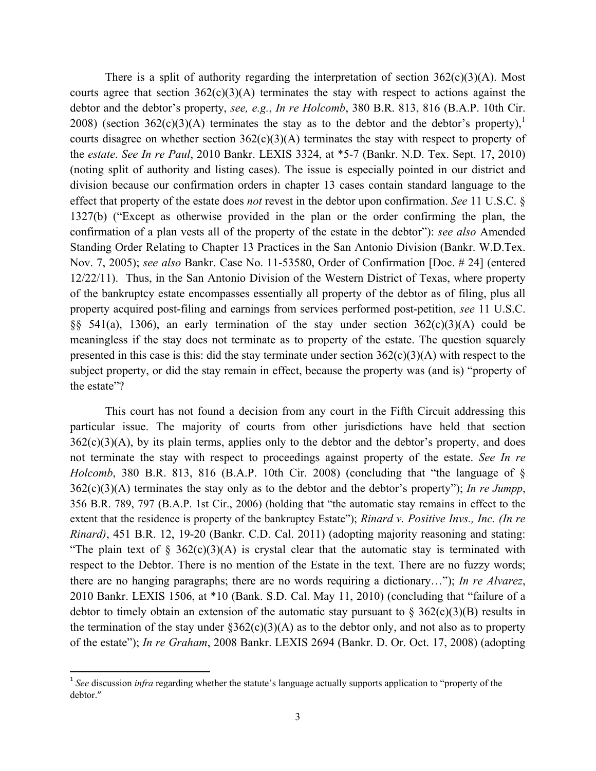There is a split of authority regarding the interpretation of section 362(c)(3)(A). Most courts agree that section 362(c)(3)(A) terminates the stay with respect to actions against the debtor and the debtor's property, *see, e.g.*, *In re Holcomb*, 380 B.R. 813, 816 (B.A.P. 10th Cir. 2008) (section 362(c)(3)(A) terminates the stay as to the debtor and the debtor's property),[1] courts disagree on whether section 362(c)(3)(A) terminates the stay with respect to property of the *estate*. *See In re Paul*, 2010 Bankr. LEXIS 3324, at *5-7 (Bankr. N.D. Tex. Sept. 17, 2010) (noting split of authority and listing cases). The issue is especially pointed in our district and division because our confirmation orders in chapter 13 cases contain standard language to the effect that property of the estate does *not* revest in the debtor upon confirmation. *See* 11 U.S.C. § 1327(b) ("Except as otherwise provided in the plan or the order confirming the plan, the confirmation of a plan vests all of the property of the estate in the debtor"): *see also* Amended Standing Order Relating to Chapter 13 Practices in the San Antonio Division (Bankr. W.D.Tex. Nov. 7, 2005); *see also* Bankr. Case No. 11-53580, Order of Confirmation [Doc. # 24] (entered 12/22/11). Thus, in the San Antonio Division of the Western District of Texas, where property of the bankruptcy estate encompasses essentially all property of the debtor as of filing, plus all property acquired post-filing and earnings from services performed post-petition, *see* 11 U.S.C. §§ 541(a), 1306), an early termination of the stay under section 362(c)(3)(A) could be meaningless if the stay does not terminate as to property of the estate. The question squarely presented in this case is this: did the stay terminate under section 362(c)(3)(A) with respect to the subject property, or did the stay remain in effect, because the property was (and is) "property of the estate"?

This court has not found a decision from any court in the Fifth Circuit addressing this particular issue. The majority of courts from other jurisdictions have held that section 362(c)(3)(A), by its plain terms, applies only to the debtor and the debtor's property, and does not terminate the stay with respect to proceedings against property of the estate. *See In re Holcomb*, 380 B.R. 813, 816 (B.A.P. 10th Cir. 2008) (concluding that "the language of § 362(c)(3)(A) terminates the stay only as to the debtor and the debtor's property"); *In re Jumpp*, 356 B.R. 789, 797 (B.A.P. 1st Cir., 2006) (holding that "the automatic stay remains in effect to the extent that the residence is property of the bankruptcy Estate"); *Rinard v. Positive Invs., Inc. (In re Rinard)*, 451 B.R. 12, 19-20 (Bankr. C.D. Cal. 2011) (adopting majority reasoning and stating: "The plain text of § 362(c)(3)(A) is crystal clear that the automatic stay is terminated with respect to the Debtor. There is no mention of the Estate in the text. There are no fuzzy words; there are no hanging paragraphs; there are no words requiring a dictionary…"); *In re Alvarez*, 2010 Bankr. LEXIS 1506, at *10 (Bank. S.D. Cal. May 11, 2010) (concluding that "failure of a debtor to timely obtain an extension of the automatic stay pursuant to § 362(c)(3)(B) results in the termination of the stay under §362(c)(3)(A) as to the debtor only, and not also as to property of the estate"); *In re Graham*, 2008 Bankr. LEXIS 2694 (Bankr. D. Or. Oct. 17, 2008) (adopting

---

[1] *See* discussion *infra* regarding whether the statute's language actually supports application to "property of the debtor."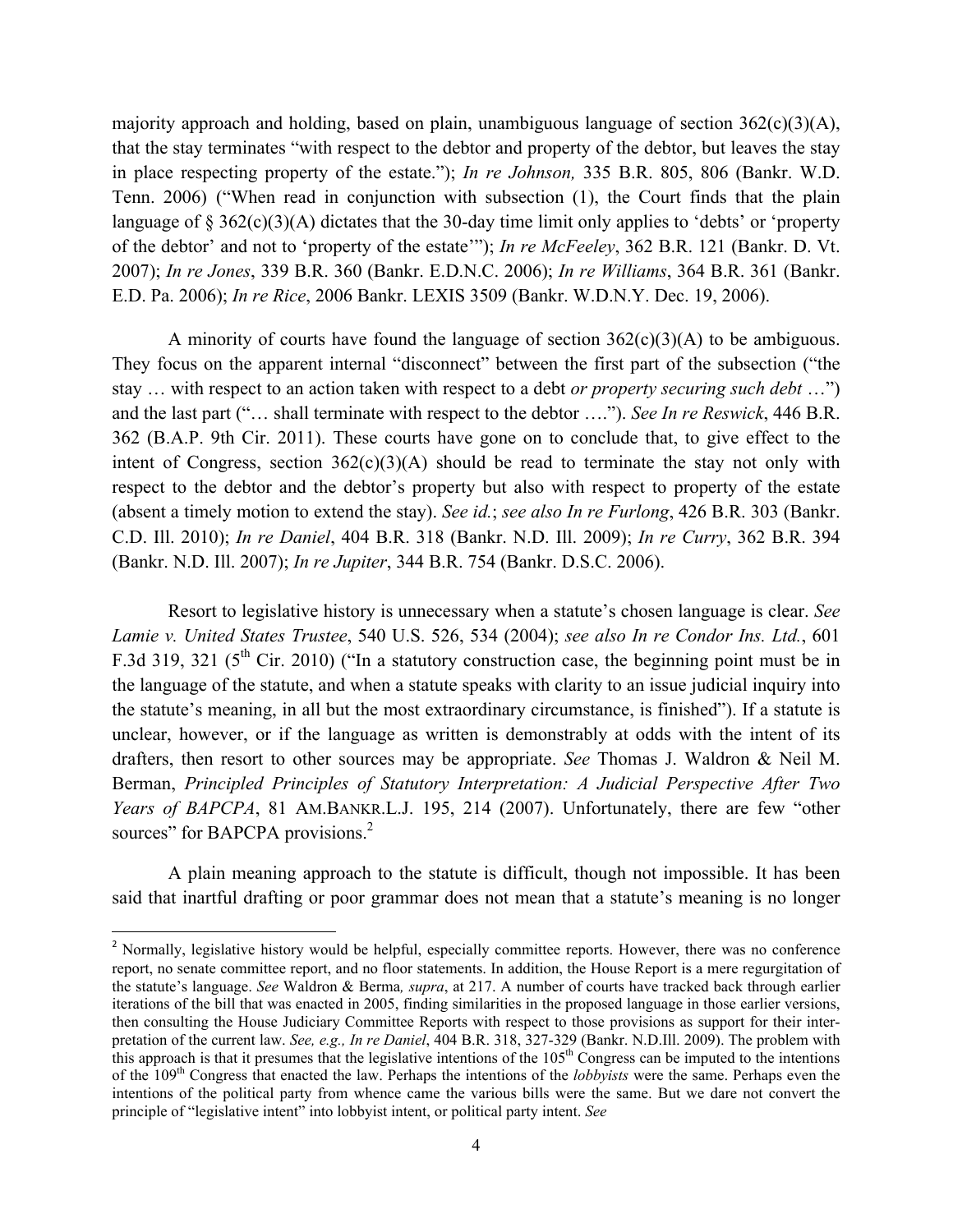majority approach and holding, based on plain, unambiguous language of section 362(c)(3)(A), that the stay terminates "with respect to the debtor and property of the debtor, but leaves the stay in place respecting property of the estate."); *In re Johnson,* 335 B.R. 805, 806 (Bankr. W.D. Tenn. 2006) ("When read in conjunction with subsection (1), the Court finds that the plain language of § 362(c)(3)(A) dictates that the 30-day time limit only applies to 'debts' or 'property of the debtor' and not to 'property of the estate'"); *In re McFeeley*, 362 B.R. 121 (Bankr. D. Vt. 2007); *In re Jones*, 339 B.R. 360 (Bankr. E.D.N.C. 2006); *In re Williams*, 364 B.R. 361 (Bankr. E.D. Pa. 2006); *In re Rice*, 2006 Bankr. LEXIS 3509 (Bankr. W.D.N.Y. Dec. 19, 2006).

A minority of courts have found the language of section 362(c)(3)(A) to be ambiguous. They focus on the apparent internal "disconnect" between the first part of the subsection ("the stay … with respect to an action taken with respect to a debt *or property securing such debt* …") and the last part ("… shall terminate with respect to the debtor …."). *See In re Reswick*, 446 B.R. 362 (B.A.P. 9th Cir. 2011). These courts have gone on to conclude that, to give effect to the intent of Congress, section 362(c)(3)(A) should be read to terminate the stay not only with respect to the debtor and the debtor's property but also with respect to property of the estate (absent a timely motion to extend the stay). *See id.*; *see also In re Furlong*, 426 B.R. 303 (Bankr. C.D. Ill. 2010); *In re Daniel*, 404 B.R. 318 (Bankr. N.D. Ill. 2009); *In re Curry*, 362 B.R. 394 (Bankr. N.D. Ill. 2007); *In re Jupiter*, 344 B.R. 754 (Bankr. D.S.C. 2006).

Resort to legislative history is unnecessary when a statute's chosen language is clear. *See Lamie v. United States Trustee*, 540 U.S. 526, 534 (2004); *see also In re Condor Ins. Ltd.*, 601 F.3d 319, 321 (5th Cir. 2010) ("In a statutory construction case, the beginning point must be in the language of the statute, and when a statute speaks with clarity to an issue judicial inquiry into the statute's meaning, in all but the most extraordinary circumstance, is finished"). If a statute is unclear, however, or if the language as written is demonstrably at odds with the intent of its drafters, then resort to other sources may be appropriate. *See* Thomas J. Waldron & Neil M. Berman, *Principled Principles of Statutory Interpretation: A Judicial Perspective After Two Years of BAPCPA*, 81 AM.BANKR.L.J. 195, 214 (2007). Unfortunately, there are few "other sources" for BAPCPA provisions.[2]

A plain meaning approach to the statute is difficult, though not impossible. It has been said that inartful drafting or poor grammar does not mean that a statute's meaning is no longer

---

[2] Normally, legislative history would be helpful, especially committee reports. However, there was no conference report, no senate committee report, and no floor statements. In addition, the House Report is a mere regurgitation of the statute's language. *See* Waldron & Berma*, supra*, at 217. A number of courts have tracked back through earlier iterations of the bill that was enacted in 2005, finding similarities in the proposed language in those earlier versions, then consulting the House Judiciary Committee Reports with respect to those provisions as support for their interpretation of the current law. *See, e.g., In re Daniel*, 404 B.R. 318, 327-329 (Bankr. N.D.Ill. 2009). The problem with this approach is that it presumes that the legislative intentions of the 105th Congress can be imputed to the intentions of the 109th Congress that enacted the law. Perhaps the intentions of the *lobbyists* were the same. Perhaps even the intentions of the political party from whence came the various bills were the same. But we dare not convert the principle of "legislative intent" into lobbyist intent, or political party intent. *See*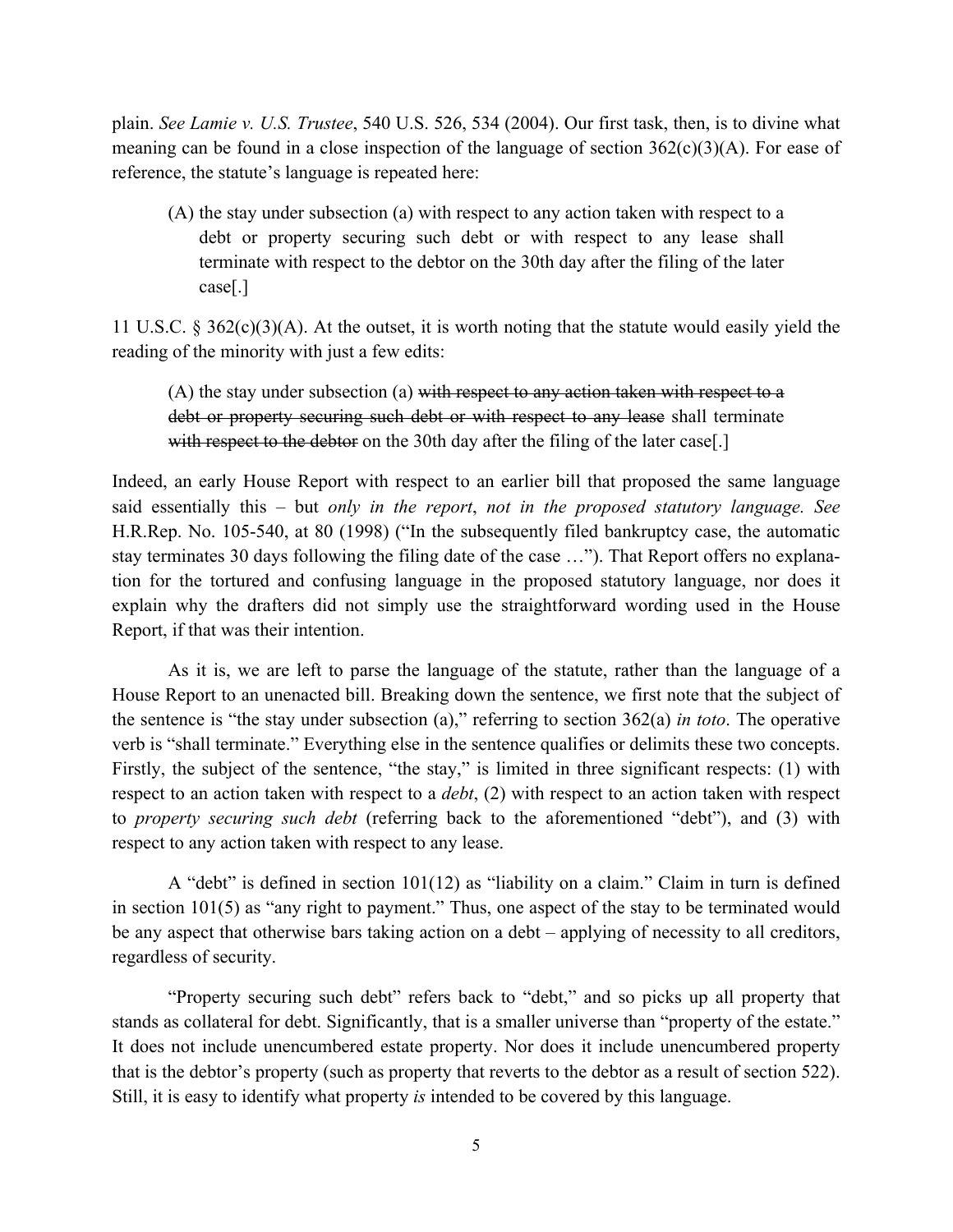plain. *See Lamie v. U.S. Trustee*, 540 U.S. 526, 534 (2004). Our first task, then, is to divine what meaning can be found in a close inspection of the language of section 362(c)(3)(A). For ease of reference, the statute's language is repeated here:

> (A) the stay under subsection (a) with respect to any action taken with respect to a debt or property securing such debt or with respect to any lease shall terminate with respect to the debtor on the 30th day after the filing of the later case[.]

11 U.S.C. § 362(c)(3)(A). At the outset, it is worth noting that the statute would easily yield the reading of the minority with just a few edits:

> (A) the stay under subsection (a) ~~with respect to any action taken with respect to a debt or property securing such debt or with respect to any lease~~ shall terminate ~~with respect to the debtor~~ on the 30th day after the filing of the later case[.]

Indeed, an early House Report with respect to an earlier bill that proposed the same language said essentially this – but *only in the report*, *not in the proposed statutory language. See* H.R.Rep. No. 105-540, at 80 (1998) ("In the subsequently filed bankruptcy case, the automatic stay terminates 30 days following the filing date of the case …"). That Report offers no explanation for the tortured and confusing language in the proposed statutory language, nor does it explain why the drafters did not simply use the straightforward wording used in the House Report, if that was their intention.

As it is, we are left to parse the language of the statute, rather than the language of a House Report to an unenacted bill. Breaking down the sentence, we first note that the subject of the sentence is "the stay under subsection (a)," referring to section 362(a) *in toto*. The operative verb is "shall terminate." Everything else in the sentence qualifies or delimits these two concepts. Firstly, the subject of the sentence, "the stay," is limited in three significant respects: (1) with respect to an action taken with respect to a *debt*, (2) with respect to an action taken with respect to *property securing such debt* (referring back to the aforementioned "debt"), and (3) with respect to any action taken with respect to any lease.

A "debt" is defined in section 101(12) as "liability on a claim." Claim in turn is defined in section 101(5) as "any right to payment." Thus, one aspect of the stay to be terminated would be any aspect that otherwise bars taking action on a debt – applying of necessity to all creditors, regardless of security.

"Property securing such debt" refers back to "debt," and so picks up all property that stands as collateral for debt. Significantly, that is a smaller universe than "property of the estate." It does not include unencumbered estate property. Nor does it include unencumbered property that is the debtor's property (such as property that reverts to the debtor as a result of section 522). Still, it is easy to identify what property *is* intended to be covered by this language.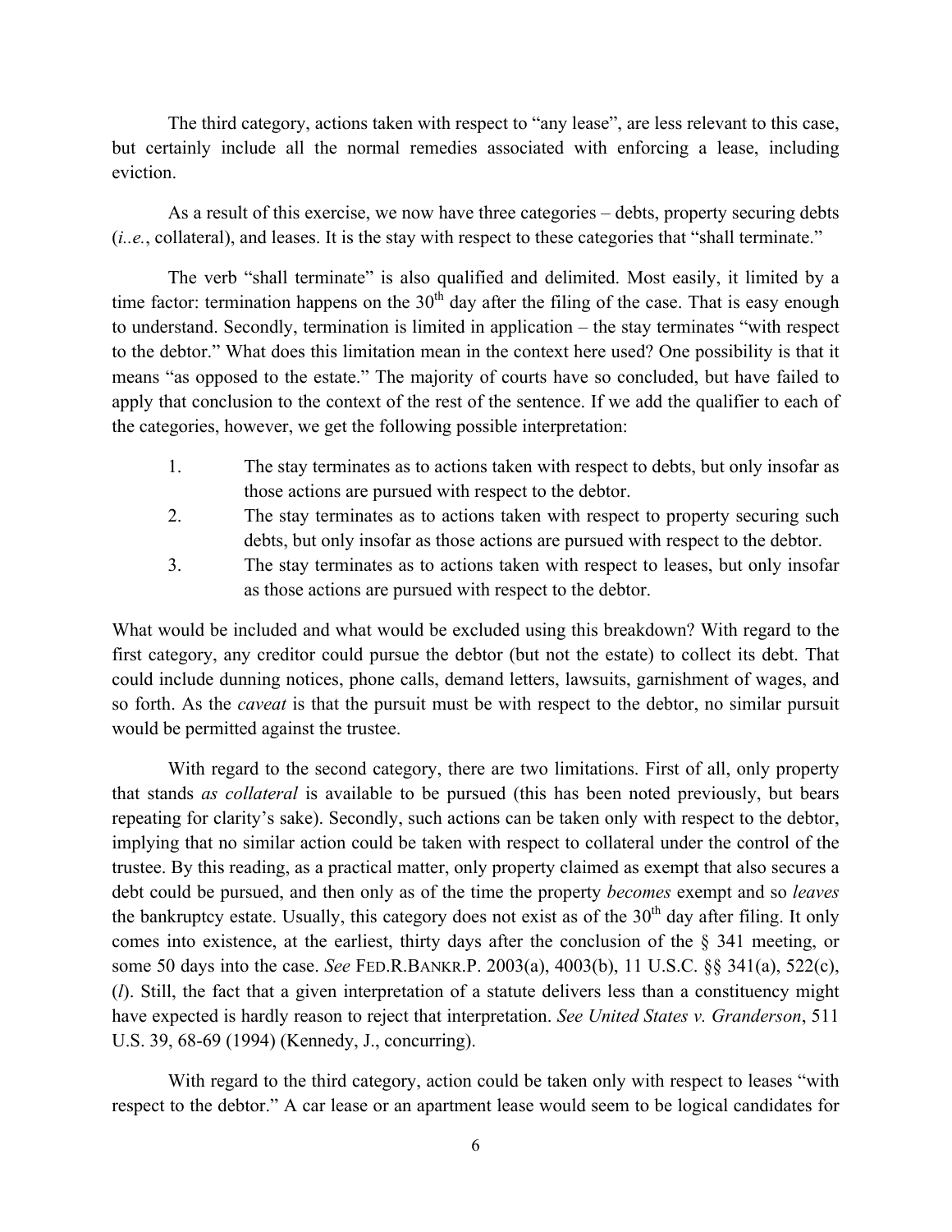The third category, actions taken with respect to "any lease", are less relevant to this case, but certainly include all the normal remedies associated with enforcing a lease, including eviction.

As a result of this exercise, we now have three categories – debts, property securing debts (*i..e.*, collateral), and leases. It is the stay with respect to these categories that "shall terminate."

The verb "shall terminate" is also qualified and delimited. Most easily, it limited by a time factor: termination happens on the 30th day after the filing of the case. That is easy enough to understand. Secondly, termination is limited in application – the stay terminates "with respect to the debtor." What does this limitation mean in the context here used? One possibility is that it means "as opposed to the estate." The majority of courts have so concluded, but have failed to apply that conclusion to the context of the rest of the sentence. If we add the qualifier to each of the categories, however, we get the following possible interpretation:

1. The stay terminates as to actions taken with respect to debts, but only insofar as those actions are pursued with respect to the debtor.
2. The stay terminates as to actions taken with respect to property securing such debts, but only insofar as those actions are pursued with respect to the debtor.
3. The stay terminates as to actions taken with respect to leases, but only insofar as those actions are pursued with respect to the debtor.

What would be included and what would be excluded using this breakdown? With regard to the first category, any creditor could pursue the debtor (but not the estate) to collect its debt. That could include dunning notices, phone calls, demand letters, lawsuits, garnishment of wages, and so forth. As the *caveat* is that the pursuit must be with respect to the debtor, no similar pursuit would be permitted against the trustee.

With regard to the second category, there are two limitations. First of all, only property that stands *as collateral* is available to be pursued (this has been noted previously, but bears repeating for clarity's sake). Secondly, such actions can be taken only with respect to the debtor, implying that no similar action could be taken with respect to collateral under the control of the trustee. By this reading, as a practical matter, only property claimed as exempt that also secures a debt could be pursued, and then only as of the time the property *becomes* exempt and so *leaves* the bankruptcy estate. Usually, this category does not exist as of the 30th day after filing. It only comes into existence, at the earliest, thirty days after the conclusion of the § 341 meeting, or some 50 days into the case. *See* FED.R.BANKR.P. 2003(a), 4003(b), 11 U.S.C. §§ 341(a), 522(c), (*l*). Still, the fact that a given interpretation of a statute delivers less than a constituency might have expected is hardly reason to reject that interpretation. *See United States v. Granderson*, 511 U.S. 39, 68-69 (1994) (Kennedy, J., concurring).

With regard to the third category, action could be taken only with respect to leases "with respect to the debtor." A car lease or an apartment lease would seem to be logical candidates for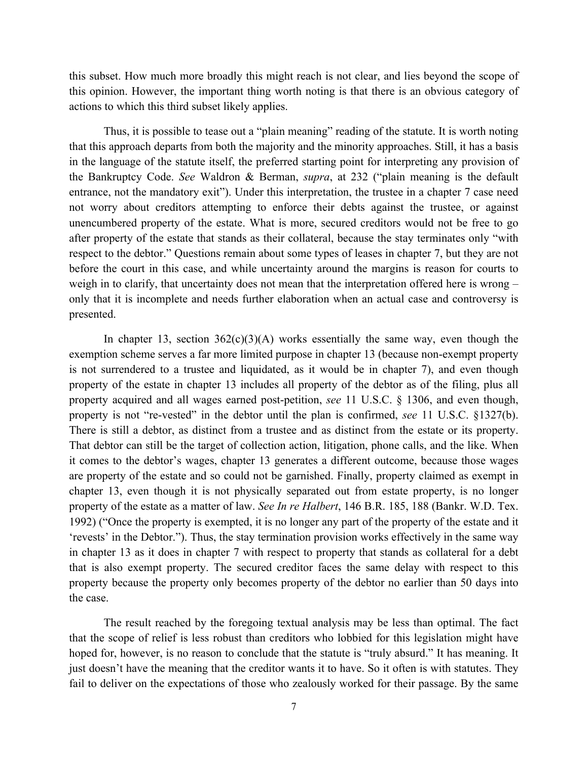this subset. How much more broadly this might reach is not clear, and lies beyond the scope of this opinion. However, the important thing worth noting is that there is an obvious category of actions to which this third subset likely applies.

Thus, it is possible to tease out a "plain meaning" reading of the statute. It is worth noting that this approach departs from both the majority and the minority approaches. Still, it has a basis in the language of the statute itself, the preferred starting point for interpreting any provision of the Bankruptcy Code. *See* Waldron & Berman, *supra*, at 232 ("plain meaning is the default entrance, not the mandatory exit"). Under this interpretation, the trustee in a chapter 7 case need not worry about creditors attempting to enforce their debts against the trustee, or against unencumbered property of the estate. What is more, secured creditors would not be free to go after property of the estate that stands as their collateral, because the stay terminates only "with respect to the debtor." Questions remain about some types of leases in chapter 7, but they are not before the court in this case, and while uncertainty around the margins is reason for courts to weigh in to clarify, that uncertainty does not mean that the interpretation offered here is wrong – only that it is incomplete and needs further elaboration when an actual case and controversy is presented.

In chapter 13, section 362(c)(3)(A) works essentially the same way, even though the exemption scheme serves a far more limited purpose in chapter 13 (because non-exempt property is not surrendered to a trustee and liquidated, as it would be in chapter 7), and even though property of the estate in chapter 13 includes all property of the debtor as of the filing, plus all property acquired and all wages earned post-petition, *see* 11 U.S.C. § 1306, and even though, property is not "re-vested" in the debtor until the plan is confirmed, *see* 11 U.S.C. §1327(b). There is still a debtor, as distinct from a trustee and as distinct from the estate or its property. That debtor can still be the target of collection action, litigation, phone calls, and the like. When it comes to the debtor's wages, chapter 13 generates a different outcome, because those wages are property of the estate and so could not be garnished. Finally, property claimed as exempt in chapter 13, even though it is not physically separated out from estate property, is no longer property of the estate as a matter of law. *See In re Halbert*, 146 B.R. 185, 188 (Bankr. W.D. Tex. 1992) ("Once the property is exempted, it is no longer any part of the property of the estate and it 'revests' in the Debtor."). Thus, the stay termination provision works effectively in the same way in chapter 13 as it does in chapter 7 with respect to property that stands as collateral for a debt that is also exempt property. The secured creditor faces the same delay with respect to this property because the property only becomes property of the debtor no earlier than 50 days into the case.

The result reached by the foregoing textual analysis may be less than optimal. The fact that the scope of relief is less robust than creditors who lobbied for this legislation might have hoped for, however, is no reason to conclude that the statute is "truly absurd." It has meaning. It just doesn't have the meaning that the creditor wants it to have. So it often is with statutes. They fail to deliver on the expectations of those who zealously worked for their passage. By the same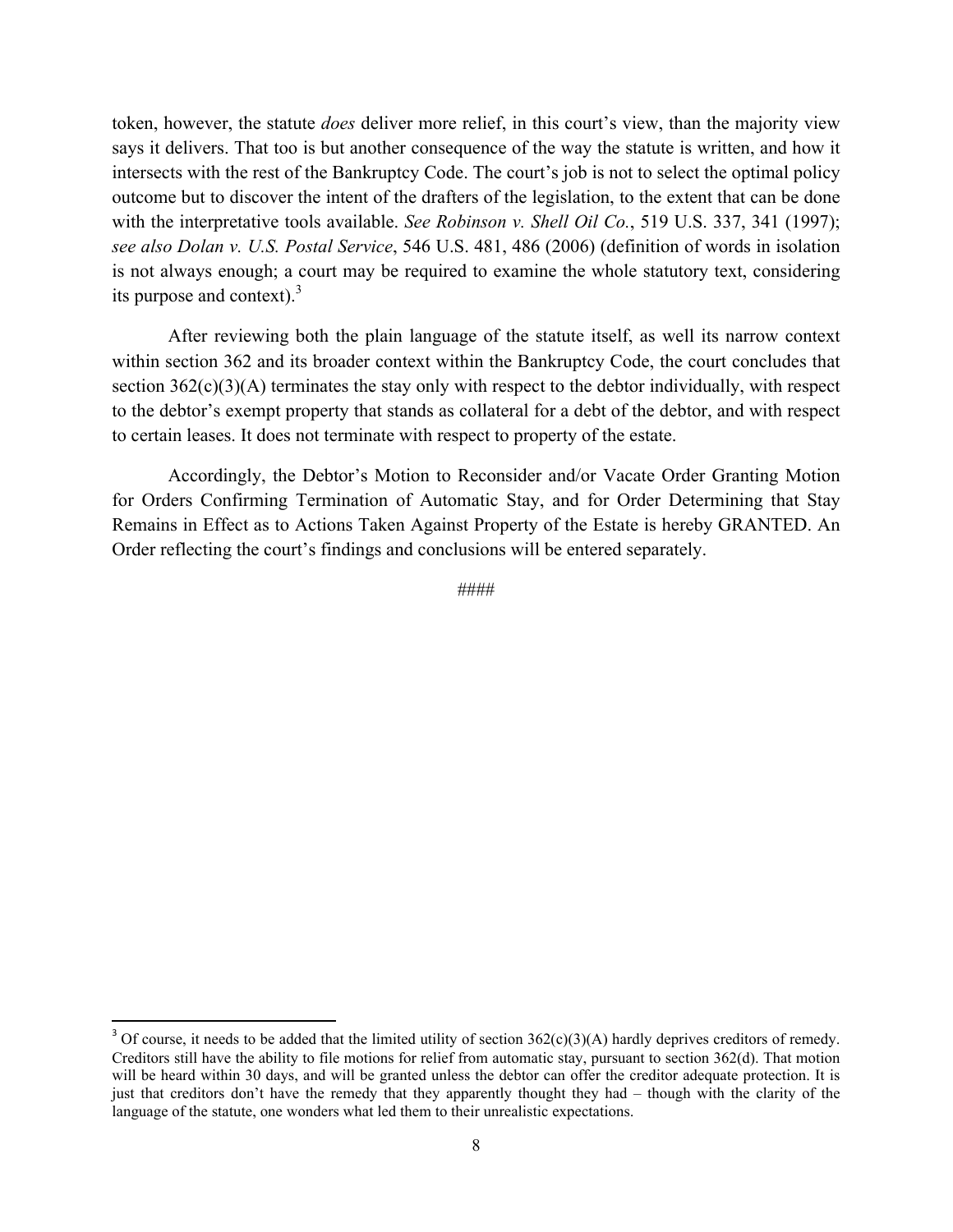token, however, the statute *does* deliver more relief, in this court's view, than the majority view says it delivers. That too is but another consequence of the way the statute is written, and how it intersects with the rest of the Bankruptcy Code. The court's job is not to select the optimal policy outcome but to discover the intent of the drafters of the legislation, to the extent that can be done with the interpretative tools available. *See Robinson v. Shell Oil Co.*, 519 U.S. 337, 341 (1997); *see also Dolan v. U.S. Postal Service*, 546 U.S. 481, 486 (2006) (definition of words in isolation is not always enough; a court may be required to examine the whole statutory text, considering its purpose and context).[3]

After reviewing both the plain language of the statute itself, as well its narrow context within section 362 and its broader context within the Bankruptcy Code, the court concludes that section 362(c)(3)(A) terminates the stay only with respect to the debtor individually, with respect to the debtor's exempt property that stands as collateral for a debt of the debtor, and with respect to certain leases. It does not terminate with respect to property of the estate.

Accordingly, the Debtor's Motion to Reconsider and/or Vacate Order Granting Motion for Orders Confirming Termination of Automatic Stay, and for Order Determining that Stay Remains in Effect as to Actions Taken Against Property of the Estate is hereby GRANTED. An Order reflecting the court's findings and conclusions will be entered separately.

####

---

[3] Of course, it needs to be added that the limited utility of section 362(c)(3)(A) hardly deprives creditors of remedy. Creditors still have the ability to file motions for relief from automatic stay, pursuant to section 362(d). That motion will be heard within 30 days, and will be granted unless the debtor can offer the creditor adequate protection. It is just that creditors don't have the remedy that they apparently thought they had – though with the clarity of the language of the statute, one wonders what led them to their unrealistic expectations.